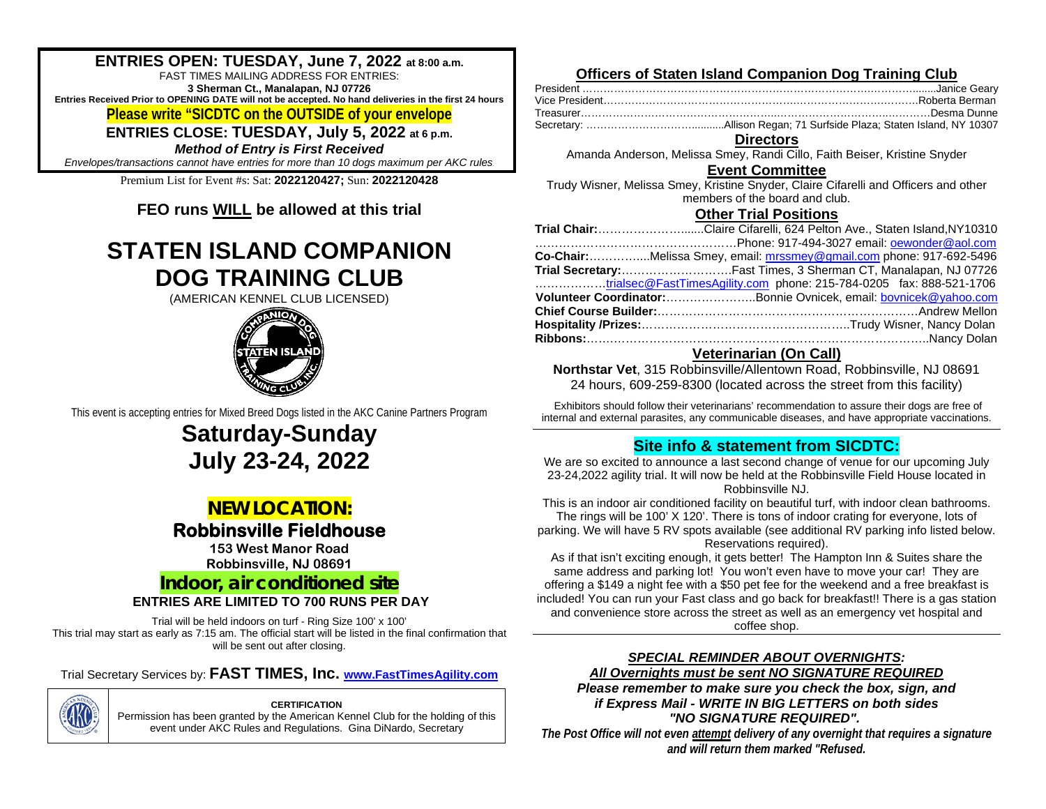**ENTRIES OPEN: TUESDAY, June 7, 2022 at 8:00 a.m.**

FAST TIMES MAILING ADDRESS FOR ENTRIES:

**3 Sherman Ct., Manalapan, NJ 07726**

**Entries Received Prior to OPENING DATE will not be accepted. No hand deliveries in the first 24 hours**

**Please write "SICDTC on the OUTSIDE of your envelope**

**ENTRIES CLOSE: TUESDAY, July 5, 2022 at 6 p.m.**

***Method of Entry is First Received***

*Envelopes/transactions cannot have entries for more than 10 dogs maximum per AKC rules.*

Premium List for Event #s: Sat: **2022120427;** Sun: **2022120428**

**FEO runs WILL be allowed at this trial**

# STATEN ISLAND COMPANION DOG TRAINING CLUB

(AMERICAN KENNEL CLUB LICENSED)

This event is accepting entries for Mixed Breed Dogs listed in the AKC Canine Partners Program

## Saturday-Sunday July 23-24, 2022

### NEW LOCATION:

**Robbinsville Fieldhouse**

**153 West Manor Road**
**Robbinsville, NJ 08691**

**Indoor, air conditioned site**

**ENTRIES ARE LIMITED TO 700 RUNS PER DAY**

Trial will be held indoors on turf - Ring Size 100' x 100'

This trial may start as early as 7:15 am. The official start will be listed in the final confirmation that will be sent out after closing.

Trial Secretary Services by: **FAST TIMES, Inc. www.FastTimesAgility.com**

**CERTIFICATION**

Permission has been granted by the American Kennel Club for the holding of this event under AKC Rules and Regulations. Gina DiNardo, Secretary

## Officers of Staten Island Companion Dog Training Club

President .......... Janice Geary
Vice President .......... Roberta Berman
Treasurer .......... Desma Dunne
Secretary: .......... Allison Regan; 71 Surfside Plaza; Staten Island, NY 10307

### Directors

Amanda Anderson, Melissa Smey, Randi Cillo, Faith Beiser, Kristine Snyder

### Event Committee

Trudy Wisner, Melissa Smey, Kristine Snyder, Claire Cifarelli and Officers and other members of the board and club.

### Other Trial Positions

**Trial Chair:** .......... Claire Cifarelli, 624 Pelton Ave., Staten Island,NY10310
.......... Phone: 917-494-3027 email: oewonder@aol.com
**Co-Chair:** .......... Melissa Smey, email: mrssmey@gmail.com phone: 917-692-5496
**Trial Secretary:** .......... Fast Times, 3 Sherman CT, Manalapan, NJ 07726
.......... trialsec@FastTimesAgility.com phone: 215-784-0205 fax: 888-521-1706
**Volunteer Coordinator:** .......... Bonnie Ovnicek, email: bovnicek@yahoo.com
**Chief Course Builder:** .......... Andrew Mellon
**Hospitality /Prizes:** .......... Trudy Wisner, Nancy Dolan
**Ribbons:** .......... Nancy Dolan

### Veterinarian (On Call)

**Northstar Vet**, 315 Robbinsville/Allentown Road, Robbinsville, NJ 08691
24 hours, 609-259-8300 (located across the street from this facility)

Exhibitors should follow their veterinarians' recommendation to assure their dogs are free of internal and external parasites, any communicable diseases, and have appropriate vaccinations.

### Site info & statement from SICDTC:

We are so excited to announce a last second change of venue for our upcoming July 23-24,2022 agility trial. It will now be held at the Robbinsville Field House located in Robbinsville NJ.

This is an indoor air conditioned facility on beautiful turf, with indoor clean bathrooms. The rings will be 100' X 120'. There is tons of indoor crating for everyone, lots of parking. We will have 5 RV spots available (see additional RV parking info listed below. Reservations required).

As if that isn't exciting enough, it gets better! The Hampton Inn & Suites share the same address and parking lot! You won't even have to move your car! They are offering a $149 a night fee with a $50 pet fee for the weekend and a free breakfast is included! You can run your Fast class and go back for breakfast!! There is a gas station and convenience store across the street as well as an emergency vet hospital and coffee shop.

***SPECIAL REMINDER ABOUT OVERNIGHTS:***

***All Overnights must be sent NO SIGNATURE REQUIRED***

***Please remember to make sure you check the box, sign, and if Express Mail - WRITE IN BIG LETTERS on both sides "NO SIGNATURE REQUIRED".***

***The Post Office will not even attempt delivery of any overnight that requires a signature and will return them marked "Refused.***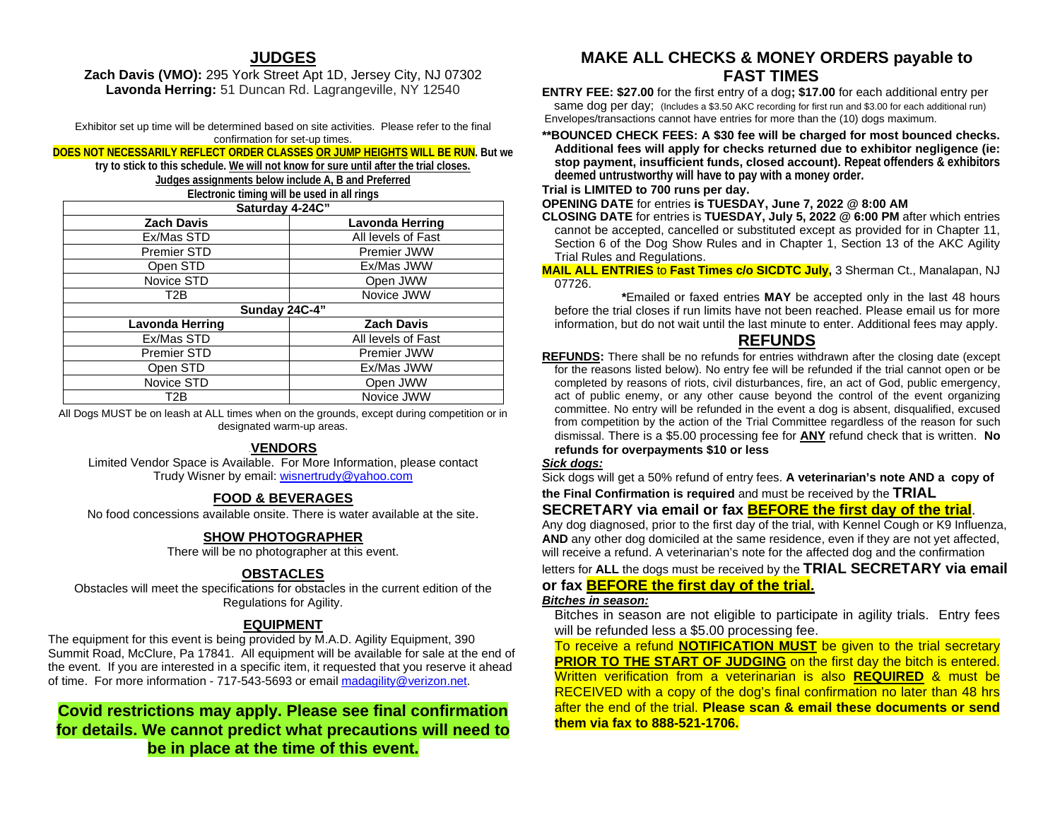## JUDGES

**Zach Davis (VMO):** 295 York Street Apt 1D, Jersey City, NJ 07302
**Lavonda Herring:** 51 Duncan Rd. Lagrangeville, NY 12540

Exhibitor set up time will be determined based on site activities. Please refer to the final confirmation for set-up times.

**DOES NOT NECESSARILY REFLECT ORDER CLASSES OR JUMP HEIGHTS WILL BE RUN. But we try to stick to this schedule. We will not know for sure until after the trial closes.**

**Judges assignments below include A, B and Preferred**

**Electronic timing will be used in all rings**

| Saturday 4-24C" | |
|---|---|
| **Zach Davis** | **Lavonda Herring** |
| Ex/Mas STD | All levels of Fast |
| Premier STD | Premier JWW |
| Open STD | Ex/Mas JWW |
| Novice STD | Open JWW |
| T2B | Novice JWW |
| **Sunday 24C-4"** | |
| **Lavonda Herring** | **Zach Davis** |
| Ex/Mas STD | All levels of Fast |
| Premier STD | Premier JWW |
| Open STD | Ex/Mas JWW |
| Novice STD | Open JWW |
| T2B | Novice JWW |

All Dogs MUST be on leash at ALL times when on the grounds, except during competition or in designated warm-up areas.

## VENDORS

Limited Vendor Space is Available. For More Information, please contact Trudy Wisner by email: wisnertrudy@yahoo.com

## FOOD & BEVERAGES

No food concessions available onsite. There is water available at the site.

## SHOW PHOTOGRAPHER

There will be no photographer at this event.

## OBSTACLES

Obstacles will meet the specifications for obstacles in the current edition of the Regulations for Agility.

## EQUIPMENT

The equipment for this event is being provided by M.A.D. Agility Equipment, 390 Summit Road, McClure, Pa 17841. All equipment will be available for sale at the end of the event. If you are interested in a specific item, it requested that you reserve it ahead of time. For more information - 717-543-5693 or email madagility@verizon.net.

**Covid restrictions may apply. Please see final confirmation for details. We cannot predict what precautions will need to be in place at the time of this event.**

## MAKE ALL CHECKS & MONEY ORDERS payable to FAST TIMES

**ENTRY FEE: $27.00** for the first entry of a dog**; $17.00** for each additional entry per same dog per day; (Includes a $3.50 AKC recording for first run and $3.00 for each additional run) Envelopes/transactions cannot have entries for more than the (10) dogs maximum.

**\*\*BOUNCED CHECK FEES: A $30 fee will be charged for most bounced checks. Additional fees will apply for checks returned due to exhibitor negligence (ie: stop payment, insufficient funds, closed account). Repeat offenders & exhibitors deemed untrustworthy will have to pay with a money order.**

**Trial is LIMITED to 700 runs per day.**

**OPENING DATE** for entries **is TUESDAY, June 7, 2022 @ 8:00 AM**

**CLOSING DATE** for entries is **TUESDAY, July 5, 2022 @ 6:00 PM** after which entries cannot be accepted, cancelled or substituted except as provided for in Chapter 11, Section 6 of the Dog Show Rules and in Chapter 1, Section 13 of the AKC Agility Trial Rules and Regulations.

**MAIL ALL ENTRIES** to **Fast Times c/o SICDTC July,** 3 Sherman Ct., Manalapan, NJ 07726.

**\***Emailed or faxed entries **MAY** be accepted only in the last 48 hours before the trial closes if run limits have not been reached. Please email us for more information, but do not wait until the last minute to enter. Additional fees may apply.

## REFUNDS

**REFUNDS:** There shall be no refunds for entries withdrawn after the closing date (except for the reasons listed below). No entry fee will be refunded if the trial cannot open or be completed by reasons of riots, civil disturbances, fire, an act of God, public emergency, act of public enemy, or any other cause beyond the control of the event organizing committee. No entry will be refunded in the event a dog is absent, disqualified, excused from competition by the action of the Trial Committee regardless of the reason for such dismissal. There is a $5.00 processing fee for **ANY** refund check that is written. **No refunds for overpayments $10 or less**

***Sick dogs:***

Sick dogs will get a 50% refund of entry fees. **A veterinarian's note AND a copy of the Final Confirmation is required** and must be received by the **TRIAL SECRETARY via email or fax BEFORE the first day of the trial**.

Any dog diagnosed, prior to the first day of the trial, with Kennel Cough or K9 Influenza, **AND** any other dog domiciled at the same residence, even if they are not yet affected, will receive a refund. A veterinarian's note for the affected dog and the confirmation letters for **ALL** the dogs must be received by the **TRIAL SECRETARY via email or fax BEFORE the first day of the trial.**

***Bitches in season:***

Bitches in season are not eligible to participate in agility trials. Entry fees will be refunded less a $5.00 processing fee.

To receive a refund **NOTIFICATION MUST** be given to the trial secretary **PRIOR TO THE START OF JUDGING** on the first day the bitch is entered. Written verification from a veterinarian is also **REQUIRED** & must be RECEIVED with a copy of the dog's final confirmation no later than 48 hrs after the end of the trial. **Please scan & email these documents or send them via fax to 888-521-1706.**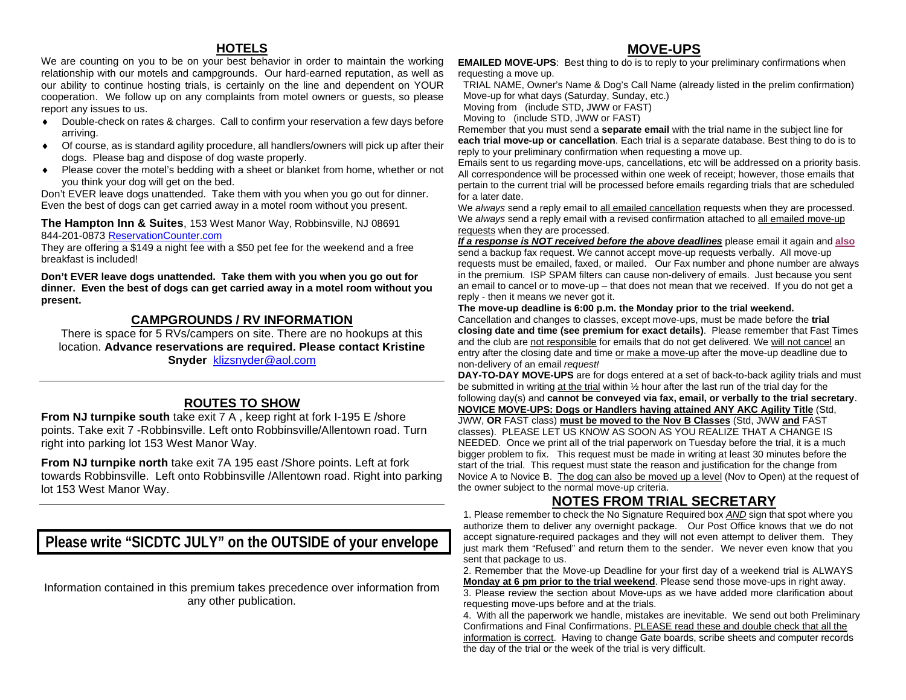## HOTELS

We are counting on you to be on your best behavior in order to maintain the working relationship with our motels and campgrounds. Our hard-earned reputation, as well as our ability to continue hosting trials, is certainly on the line and dependent on YOUR cooperation. We follow up on any complaints from motel owners or guests, so please report any issues to us.

- Double-check on rates & charges. Call to confirm your reservation a few days before arriving.
- Of course, as is standard agility procedure, all handlers/owners will pick up after their dogs. Please bag and dispose of dog waste properly.
- Please cover the motel's bedding with a sheet or blanket from home, whether or not you think your dog will get on the bed.

Don't EVER leave dogs unattended. Take them with you when you go out for dinner. Even the best of dogs can get carried away in a motel room without you present.

**The Hampton Inn & Suites**, 153 West Manor Way, Robbinsville, NJ 08691
844-201-0873 ReservationCounter.com

They are offering a $149 a night fee with a $50 pet fee for the weekend and a free breakfast is included!

**Don't EVER leave dogs unattended. Take them with you when you go out for dinner. Even the best of dogs can get carried away in a motel room without you present.**

## CAMPGROUNDS / RV INFORMATION

There is space for 5 RVs/campers on site. There are no hookups at this location. **Advance reservations are required. Please contact Kristine Snyder** klizsnyder@aol.com

## ROUTES TO SHOW

**From NJ turnpike south** take exit 7 A , keep right at fork I-195 E /shore points. Take exit 7 -Robbinsville. Left onto Robbinsville/Allentown road. Turn right into parking lot 153 West Manor Way.

**From NJ turnpike north** take exit 7A 195 east /Shore points. Left at fork towards Robbinsville. Left onto Robbinsville /Allentown road. Right into parking lot 153 West Manor Way.

**Please write "SICDTC JULY" on the OUTSIDE of your envelope**

Information contained in this premium takes precedence over information from any other publication.

## MOVE-UPS

**EMAILED MOVE-UPS**: Best thing to do is to reply to your preliminary confirmations when requesting a move up.

TRIAL NAME, Owner's Name & Dog's Call Name (already listed in the prelim confirmation)
Move-up for what days (Saturday, Sunday, etc.)
Moving from (include STD, JWW or FAST)
Moving to (include STD, JWW or FAST)

Remember that you must send a **separate email** with the trial name in the subject line for **each trial move-up or cancellation**. Each trial is a separate database. Best thing to do is to reply to your preliminary confirmation when requesting a move up.

Emails sent to us regarding move-ups, cancellations, etc will be addressed on a priority basis. All correspondence will be processed within one week of receipt; however, those emails that pertain to the current trial will be processed before emails regarding trials that are scheduled for a later date.

We *always* send a reply email to all emailed cancellation requests when they are processed. We *always* send a reply email with a revised confirmation attached to all emailed move-up requests when they are processed.

***If a response is NOT received before the above deadlines*** please email it again and **also** send a backup fax request. We cannot accept move-up requests verbally. All move-up requests must be emailed, faxed, or mailed. Our Fax number and phone number are always in the premium. ISP SPAM filters can cause non-delivery of emails. Just because you sent an email to cancel or to move-up – that does not mean that we received. If you do not get a reply - then it means we never got it.

**The move-up deadline is 6:00 p.m. the Monday prior to the trial weekend.**

Cancellation and changes to classes, except move-ups, must be made before the **trial closing date and time (see premium for exact details)**. Please remember that Fast Times and the club are not responsible for emails that do not get delivered. We will not cancel an entry after the closing date and time or make a move-up after the move-up deadline due to non-delivery of an email *request!*

**DAY-TO-DAY MOVE-UPS** are for dogs entered at a set of back-to-back agility trials and must be submitted in writing at the trial within ½ hour after the last run of the trial day for the following day(s) and **cannot be conveyed via fax, email, or verbally to the trial secretary**.

**NOVICE MOVE-UPS: Dogs or Handlers having attained ANY AKC Agility Title** (Std, JWW, **OR** FAST class) **must be moved to the Nov B Classes** (Std, JWW **and** FAST classes). PLEASE LET US KNOW AS SOON AS YOU REALIZE THAT A CHANGE IS NEEDED. Once we print all of the trial paperwork on Tuesday before the trial, it is a much bigger problem to fix. This request must be made in writing at least 30 minutes before the start of the trial. This request must state the reason and justification for the change from Novice A to Novice B. The dog can also be moved up a level (Nov to Open) at the request of the owner subject to the normal move-up criteria.

## NOTES FROM TRIAL SECRETARY

1. Please remember to check the No Signature Required box ***AND*** sign that spot where you authorize them to deliver any overnight package. Our Post Office knows that we do not accept signature-required packages and they will not even attempt to deliver them. They just mark them "Refused" and return them to the sender. We never even know that you sent that package to us.
2. Remember that the Move-up Deadline for your first day of a weekend trial is ALWAYS **Monday at 6 pm prior to the trial weekend**. Please send those move-ups in right away.
3. Please review the section about Move-ups as we have added more clarification about requesting move-ups before and at the trials.
4. With all the paperwork we handle, mistakes are inevitable. We send out both Preliminary Confirmations and Final Confirmations. PLEASE read these and double check that all the information is correct. Having to change Gate boards, scribe sheets and computer records the day of the trial or the week of the trial is very difficult.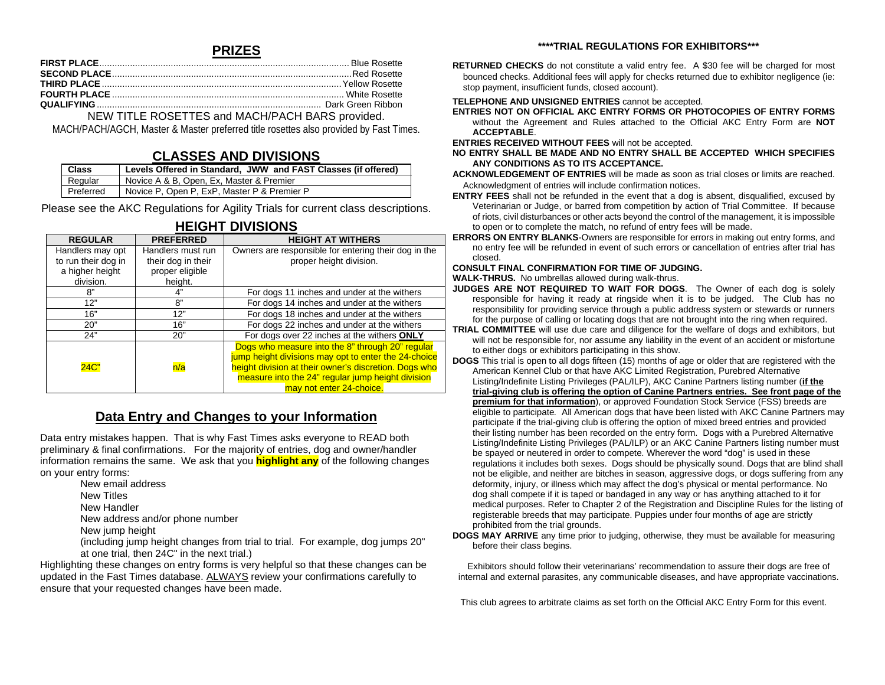## PRIZES

**FIRST PLACE** .................................................. Blue Rosette
**SECOND PLACE** ................................................. Red Rosette
**THIRD PLACE** .................................................. Yellow Rosette
**FOURTH PLACE** ................................................. White Rosette
**QUALIFYING** ................................................... Dark Green Ribbon

NEW TITLE ROSETTES and MACH/PACH BARS provided.

MACH/PACH/AGCH, Master & Master preferred title rosettes also provided by Fast Times.

## CLASSES AND DIVISIONS

| Class | Levels Offered in Standard, JWW and FAST Classes (if offered) |
|---|---|
| Regular | Novice A & B, Open, Ex, Master & Premier |
| Preferred | Novice P, Open P, ExP, Master P & Premier P |

Please see the AKC Regulations for Agility Trials for current class descriptions.

## HEIGHT DIVISIONS

| REGULAR | PREFERRED | HEIGHT AT WITHERS |
|---|---|---|
| Handlers may opt to run their dog in a higher height division. | Handlers must run their dog in their proper eligible height. | Owners are responsible for entering their dog in the proper height division. |
| 8" | 4" | For dogs 11 inches and under at the withers |
| 12" | 8" | For dogs 14 inches and under at the withers |
| 16" | 12" | For dogs 18 inches and under at the withers |
| 20" | 16" | For dogs 22 inches and under at the withers |
| 24" | 20" | For dogs over 22 inches at the withers **ONLY** |
| 24C" | n/a | Dogs who measure into the 8" through 20" regular jump height divisions may opt to enter the 24-choice height division at their owner's discretion. Dogs who measure into the 24" regular jump height division may not enter 24-choice. |

## Data Entry and Changes to your Information

Data entry mistakes happen. That is why Fast Times asks everyone to READ both preliminary & final confirmations. For the majority of entries, dog and owner/handler information remains the same. We ask that you **highlight any** of the following changes on your entry forms:

- New email address
- New Titles
- New Handler
- New address and/or phone number
- New jump height
  (including jump height changes from trial to trial. For example, dog jumps 20" at one trial, then 24C" in the next trial.)

Highlighting these changes on entry forms is very helpful so that these changes can be updated in the Fast Times database. ALWAYS review your confirmations carefully to ensure that your requested changes have been made.

### ****TRIAL REGULATIONS FOR EXHIBITORS***

**RETURNED CHECKS** do not constitute a valid entry fee. A $30 fee will be charged for most bounced checks. Additional fees will apply for checks returned due to exhibitor negligence (ie: stop payment, insufficient funds, closed account).

**TELEPHONE AND UNSIGNED ENTRIES** cannot be accepted.

**ENTRIES NOT ON OFFICIAL AKC ENTRY FORMS OR PHOTOCOPIES OF ENTRY FORMS** without the Agreement and Rules attached to the Official AKC Entry Form are **NOT ACCEPTABLE**.

**ENTRIES RECEIVED WITHOUT FEES** will not be accepted.

**NO ENTRY SHALL BE MADE AND NO ENTRY SHALL BE ACCEPTED WHICH SPECIFIES ANY CONDITIONS AS TO ITS ACCEPTANCE.**

**ACKNOWLEDGEMENT OF ENTRIES** will be made as soon as trial closes or limits are reached. Acknowledgment of entries will include confirmation notices.

**ENTRY FEES** shall not be refunded in the event that a dog is absent, disqualified, excused by Veterinarian or Judge, or barred from competition by action of Trial Committee. If because of riots, civil disturbances or other acts beyond the control of the management, it is impossible to open or to complete the match, no refund of entry fees will be made.

**ERRORS ON ENTRY BLANKS**-Owners are responsible for errors in making out entry forms, and no entry fee will be refunded in event of such errors or cancellation of entries after trial has closed.

**CONSULT FINAL CONFIRMATION FOR TIME OF JUDGING.**

**WALK-THRUS.** No umbrellas allowed during walk-thrus.

**JUDGES ARE NOT REQUIRED TO WAIT FOR DOGS**. The Owner of each dog is solely responsible for having it ready at ringside when it is to be judged. The Club has no responsibility for providing service through a public address system or stewards or runners for the purpose of calling or locating dogs that are not brought into the ring when required.

**TRIAL COMMITTEE** will use due care and diligence for the welfare of dogs and exhibitors, but will not be responsible for, nor assume any liability in the event of an accident or misfortune to either dogs or exhibitors participating in this show.

**DOGS** This trial is open to all dogs fifteen (15) months of age or older that are registered with the American Kennel Club or that have AKC Limited Registration, Purebred Alternative Listing/Indefinite Listing Privileges (PAL/ILP), AKC Canine Partners listing number (**if the trial-giving club is offering the option of Canine Partners entries. See front page of the premium for that information**), or approved Foundation Stock Service (FSS) breeds are eligible to participate. All American dogs that have been listed with AKC Canine Partners may participate if the trial-giving club is offering the option of mixed breed entries and provided their listing number has been recorded on the entry form. Dogs with a Purebred Alternative Listing/Indefinite Listing Privileges (PAL/ILP) or an AKC Canine Partners listing number must be spayed or neutered in order to compete. Wherever the word "dog" is used in these regulations it includes both sexes. Dogs should be physically sound. Dogs that are blind shall not be eligible, and neither are bitches in season, aggressive dogs, or dogs suffering from any deformity, injury, or illness which may affect the dog's physical or mental performance. No dog shall compete if it is taped or bandaged in any way or has anything attached to it for medical purposes. Refer to Chapter 2 of the Registration and Discipline Rules for the listing of registerable breeds that may participate. Puppies under four months of age are strictly prohibited from the trial grounds.

**DOGS MAY ARRIVE** any time prior to judging, otherwise, they must be available for measuring before their class begins.

Exhibitors should follow their veterinarians' recommendation to assure their dogs are free of internal and external parasites, any communicable diseases, and have appropriate vaccinations.

This club agrees to arbitrate claims as set forth on the Official AKC Entry Form for this event.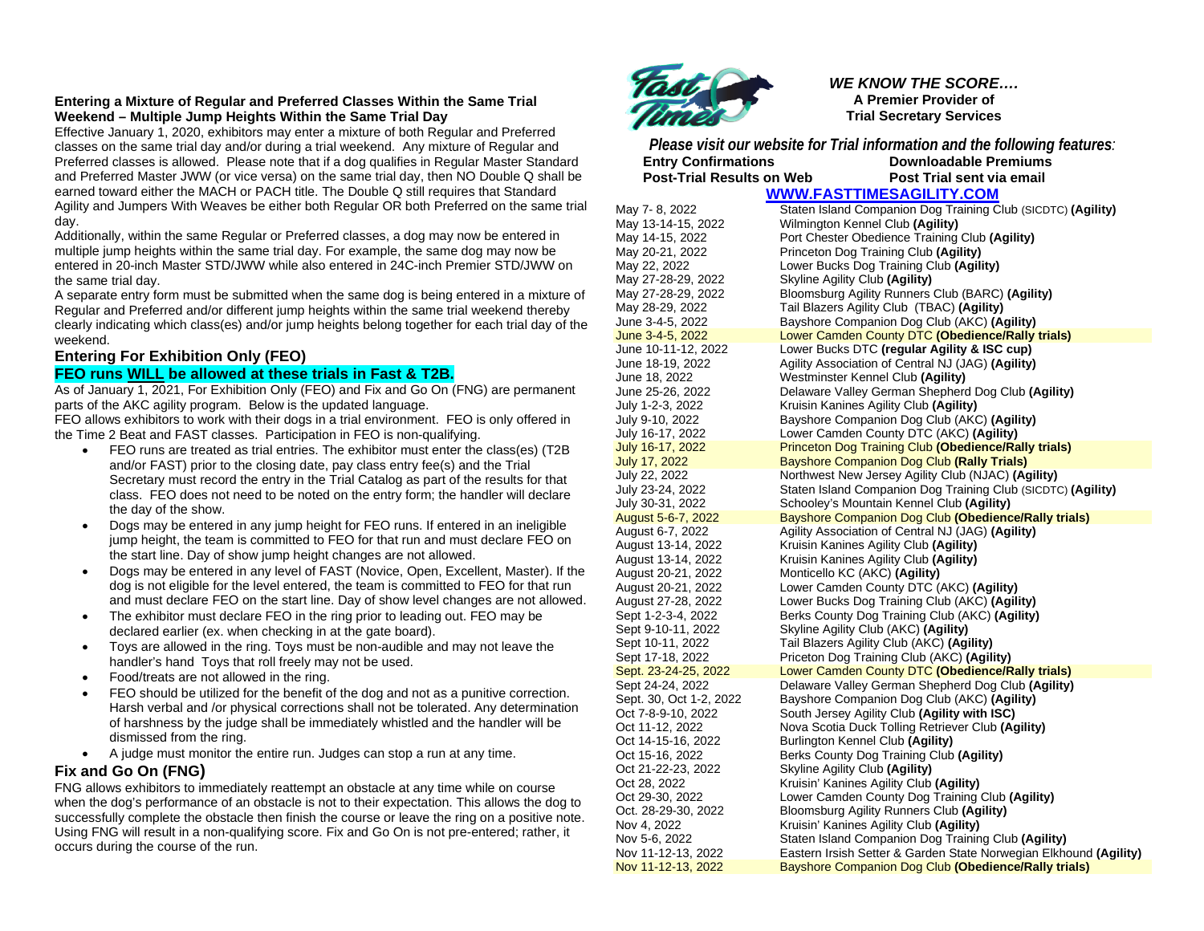**Entering a Mixture of Regular and Preferred Classes Within the Same Trial Weekend – Multiple Jump Heights Within the Same Trial Day**

Effective January 1, 2020, exhibitors may enter a mixture of both Regular and Preferred classes on the same trial day and/or during a trial weekend. Any mixture of Regular and Preferred classes is allowed. Please note that if a dog qualifies in Regular Master Standard and Preferred Master JWW (or vice versa) on the same trial day, then NO Double Q shall be earned toward either the MACH or PACH title. The Double Q still requires that Standard Agility and Jumpers With Weaves be either both Regular OR both Preferred on the same trial day.

Additionally, within the same Regular or Preferred classes, a dog may now be entered in multiple jump heights within the same trial day. For example, the same dog may now be entered in 20-inch Master STD/JWW while also entered in 24C-inch Premier STD/JWW on the same trial day.

A separate entry form must be submitted when the same dog is being entered in a mixture of Regular and Preferred and/or different jump heights within the same trial weekend thereby clearly indicating which class(es) and/or jump heights belong together for each trial day of the weekend.

## Entering For Exhibition Only (FEO)

**FEO runs WILL be allowed at these trials in Fast & T2B.**

As of January 1, 2021, For Exhibition Only (FEO) and Fix and Go On (FNG) are permanent parts of the AKC agility program. Below is the updated language.

FEO allows exhibitors to work with their dogs in a trial environment. FEO is only offered in the Time 2 Beat and FAST classes. Participation in FEO is non-qualifying.

- FEO runs are treated as trial entries. The exhibitor must enter the class(es) (T2B and/or FAST) prior to the closing date, pay class entry fee(s) and the Trial Secretary must record the entry in the Trial Catalog as part of the results for that class. FEO does not need to be noted on the entry form; the handler will declare the day of the show.
- Dogs may be entered in any jump height for FEO runs. If entered in an ineligible jump height, the team is committed to FEO for that run and must declare FEO on the start line. Day of show jump height changes are not allowed.
- Dogs may be entered in any level of FAST (Novice, Open, Excellent, Master). If the dog is not eligible for the level entered, the team is committed to FEO for that run and must declare FEO on the start line. Day of show level changes are not allowed.
- The exhibitor must declare FEO in the ring prior to leading out. FEO may be declared earlier (ex. when checking in at the gate board).
- Toys are allowed in the ring. Toys must be non-audible and may not leave the handler's hand Toys that roll freely may not be used.
- Food/treats are not allowed in the ring.
- FEO should be utilized for the benefit of the dog and not as a punitive correction. Harsh verbal and /or physical corrections shall not be tolerated. Any determination of harshness by the judge shall be immediately whistled and the handler will be dismissed from the ring.
- A judge must monitor the entire run. Judges can stop a run at any time.

## Fix and Go On (FNG)

FNG allows exhibitors to immediately reattempt an obstacle at any time while on course when the dog's performance of an obstacle is not to their expectation. This allows the dog to successfully complete the obstacle then finish the course or leave the ring on a positive note. Using FNG will result in a non-qualifying score. Fix and Go On is not pre-entered; rather, it occurs during the course of the run.

***WE KNOW THE SCORE….***
**A Premier Provider of Trial Secretary Services**

***Please visit our website for Trial information and the following features:***

| | |
|---|---|
| **Entry Confirmations** | **Downloadable Premiums** |
| **Post-Trial Results on Web** | **Post Trial sent via email** |

**WWW.FASTTIMESAGILITY.COM**

| Date | Club |
|---|---|
| May 7- 8, 2022 | Staten Island Companion Dog Training Club (SICDTC) **(Agility)** |
| May 13-14-15, 2022 | Wilmington Kennel Club **(Agility)** |
| May 14-15, 2022 | Port Chester Obedience Training Club **(Agility)** |
| May 20-21, 2022 | Princeton Dog Training Club **(Agility)** |
| May 22, 2022 | Lower Bucks Dog Training Club **(Agility)** |
| May 27-28-29, 2022 | Skyline Agility Club **(Agility)** |
| May 27-28-29, 2022 | Bloomsburg Agility Runners Club (BARC) **(Agility)** |
| May 28-29, 2022 | Tail Blazers Agility Club (TBAC) **(Agility)** |
| June 3-4-5, 2022 | Bayshore Companion Dog Club (AKC) **(Agility)** |
| June 3-4-5, 2022 | Lower Camden County DTC **(Obedience/Rally trials)** |
| June 10-11-12, 2022 | Lower Bucks DTC **(regular Agility & ISC cup)** |
| June 18-19, 2022 | Agility Association of Central NJ (JAG) **(Agility)** |
| June 18, 2022 | Westminster Kennel Club **(Agility)** |
| June 25-26, 2022 | Delaware Valley German Shepherd Dog Club **(Agility)** |
| July 1-2-3, 2022 | Kruisin Kanines Agility Club **(Agility)** |
| July 9-10, 2022 | Bayshore Companion Dog Club (AKC) **(Agility)** |
| July 16-17, 2022 | Lower Camden County DTC (AKC) **(Agility)** |
| July 16-17, 2022 | Princeton Dog Training Club **(Obedience/Rally trials)** |
| July 17, 2022 | Bayshore Companion Dog Club **(Rally Trials)** |
| July 22, 2022 | Northwest New Jersey Agility Club (NJAC) **(Agility)** |
| July 23-24, 2022 | Staten Island Companion Dog Training Club (SICDTC) **(Agility)** |
| July 30-31, 2022 | Schooley's Mountain Kennel Club **(Agility)** |
| August 5-6-7, 2022 | Bayshore Companion Dog Club **(Obedience/Rally trials)** |
| August 6-7, 2022 | Agility Association of Central NJ (JAG) **(Agility)** |
| August 13-14, 2022 | Kruisin Kanines Agility Club **(Agility)** |
| August 13-14, 2022 | Kruisin Kanines Agility Club **(Agility)** |
| August 20-21, 2022 | Monticello KC (AKC) **(Agility)** |
| August 20-21, 2022 | Lower Camden County DTC (AKC) **(Agility)** |
| August 27-28, 2022 | Lower Bucks Dog Training Club (AKC) **(Agility)** |
| Sept 1-2-3-4, 2022 | Berks County Dog Training Club (AKC) **(Agility)** |
| Sept 9-10-11, 2022 | Skyline Agility Club (AKC) **(Agility)** |
| Sept 10-11, 2022 | Tail Blazers Agility Club (AKC) **(Agility)** |
| Sept 17-18, 2022 | Priceton Dog Training Club (AKC) **(Agility)** |
| Sept. 23-24-25, 2022 | Lower Camden County DTC **(Obedience/Rally trials)** |
| Sept 24-24, 2022 | Delaware Valley German Shepherd Dog Club **(Agility)** |
| Sept. 30, Oct 1-2, 2022 | Bayshore Companion Dog Club (AKC) **(Agility)** |
| Oct 7-8-9-10, 2022 | South Jersey Agility Club **(Agility with ISC)** |
| Oct 11-12, 2022 | Nova Scotia Duck Tolling Retriever Club **(Agility)** |
| Oct 14-15-16, 2022 | Burlington Kennel Club **(Agility)** |
| Oct 15-16, 2022 | Berks County Dog Training Club **(Agility)** |
| Oct 21-22-23, 2022 | Skyline Agility Club **(Agility)** |
| Oct 28, 2022 | Kruisin' Kanines Agility Club **(Agility)** |
| Oct 29-30, 2022 | Lower Camden County Dog Training Club **(Agility)** |
| Oct. 28-29-30, 2022 | Bloomsburg Agility Runners Club **(Agility)** |
| Nov 4, 2022 | Kruisin' Kanines Agility Club **(Agility)** |
| Nov 5-6, 2022 | Staten Island Companion Dog Training Club **(Agility)** |
| Nov 11-12-13, 2022 | Eastern Irsish Setter & Garden State Norwegian Elkhound **(Agility)** |
| Nov 11-12-13, 2022 | Bayshore Companion Dog Club **(Obedience/Rally trials)** |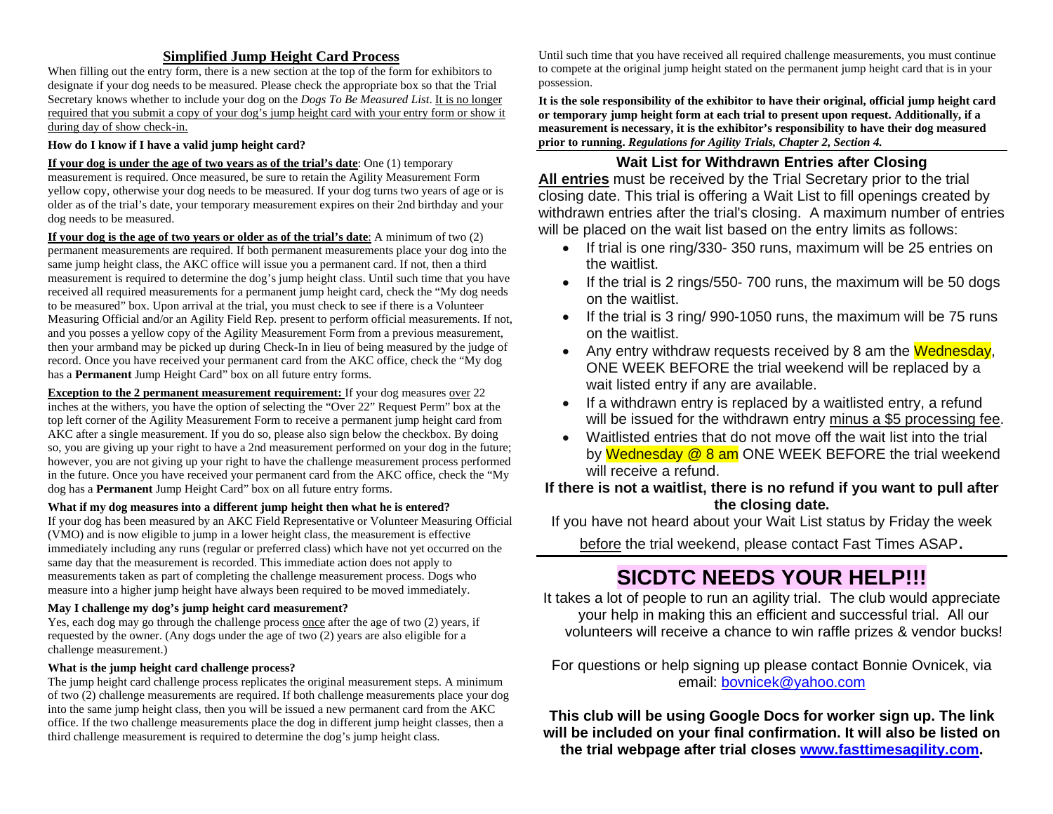## Simplified Jump Height Card Process

When filling out the entry form, there is a new section at the top of the form for exhibitors to designate if your dog needs to be measured. Please check the appropriate box so that the Trial Secretary knows whether to include your dog on the *Dogs To Be Measured List*. It is no longer required that you submit a copy of your dog's jump height card with your entry form or show it during day of show check-in.

**How do I know if I have a valid jump height card?**

**If your dog is under the age of two years as of the trial's date**: One (1) temporary measurement is required. Once measured, be sure to retain the Agility Measurement Form yellow copy, otherwise your dog needs to be measured. If your dog turns two years of age or is older as of the trial's date, your temporary measurement expires on their 2nd birthday and your dog needs to be measured.

**If your dog is the age of two years or older as of the trial's date**: A minimum of two (2) permanent measurements are required. If both permanent measurements place your dog into the same jump height class, the AKC office will issue you a permanent card. If not, then a third measurement is required to determine the dog's jump height class. Until such time that you have received all required measurements for a permanent jump height card, check the "My dog needs to be measured" box. Upon arrival at the trial, you must check to see if there is a Volunteer Measuring Official and/or an Agility Field Rep. present to perform official measurements. If not, and you posses a yellow copy of the Agility Measurement Form from a previous measurement, then your armband may be picked up during Check-In in lieu of being measured by the judge of record. Once you have received your permanent card from the AKC office, check the "My dog has a **Permanent** Jump Height Card" box on all future entry forms.

**Exception to the 2 permanent measurement requirement:** If your dog measures over 22 inches at the withers, you have the option of selecting the "Over 22" Request Perm" box at the top left corner of the Agility Measurement Form to receive a permanent jump height card from AKC after a single measurement. If you do so, please also sign below the checkbox. By doing so, you are giving up your right to have a 2nd measurement performed on your dog in the future; however, you are not giving up your right to have the challenge measurement process performed in the future. Once you have received your permanent card from the AKC office, check the "My dog has a **Permanent** Jump Height Card" box on all future entry forms.

**What if my dog measures into a different jump height then what he is entered?**

If your dog has been measured by an AKC Field Representative or Volunteer Measuring Official (VMO) and is now eligible to jump in a lower height class, the measurement is effective immediately including any runs (regular or preferred class) which have not yet occurred on the same day that the measurement is recorded. This immediate action does not apply to measurements taken as part of completing the challenge measurement process. Dogs who measure into a higher jump height have always been required to be moved immediately.

**May I challenge my dog's jump height card measurement?**

Yes, each dog may go through the challenge process once after the age of two (2) years, if requested by the owner. (Any dogs under the age of two (2) years are also eligible for a challenge measurement.)

**What is the jump height card challenge process?**

The jump height card challenge process replicates the original measurement steps. A minimum of two (2) challenge measurements are required. If both challenge measurements place your dog into the same jump height class, then you will be issued a new permanent card from the AKC office. If the two challenge measurements place the dog in different jump height classes, then a third challenge measurement is required to determine the dog's jump height class.

Until such time that you have received all required challenge measurements, you must continue to compete at the original jump height stated on the permanent jump height card that is in your possession.

**It is the sole responsibility of the exhibitor to have their original, official jump height card or temporary jump height form at each trial to present upon request. Additionally, if a measurement is necessary, it is the exhibitor's responsibility to have their dog measured prior to running.** ***Regulations for Agility Trials, Chapter 2, Section 4.***

## Wait List for Withdrawn Entries after Closing

**All entries** must be received by the Trial Secretary prior to the trial closing date. This trial is offering a Wait List to fill openings created by withdrawn entries after the trial's closing. A maximum number of entries will be placed on the wait list based on the entry limits as follows:

- If trial is one ring/330- 350 runs, maximum will be 25 entries on the waitlist.
- If the trial is 2 rings/550- 700 runs, the maximum will be 50 dogs on the waitlist.
- If the trial is 3 ring/ 990-1050 runs, the maximum will be 75 runs on the waitlist.
- Any entry withdraw requests received by 8 am the Wednesday, ONE WEEK BEFORE the trial weekend will be replaced by a wait listed entry if any are available.
- If a withdrawn entry is replaced by a waitlisted entry, a refund will be issued for the withdrawn entry minus a $5 processing fee.
- Waitlisted entries that do not move off the wait list into the trial by Wednesday @ 8 am ONE WEEK BEFORE the trial weekend will receive a refund.

**If there is not a waitlist, there is no refund if you want to pull after the closing date.**

If you have not heard about your Wait List status by Friday the week before the trial weekend, please contact Fast Times ASAP**.**

# SICDTC NEEDS YOUR HELP!!!

It takes a lot of people to run an agility trial. The club would appreciate your help in making this an efficient and successful trial. All our volunteers will receive a chance to win raffle prizes & vendor bucks!

For questions or help signing up please contact Bonnie Ovnicek, via email: bovnicek@yahoo.com

**This club will be using Google Docs for worker sign up. The link will be included on your final confirmation. It will also be listed on the trial webpage after trial closes www.fasttimesagility.com.**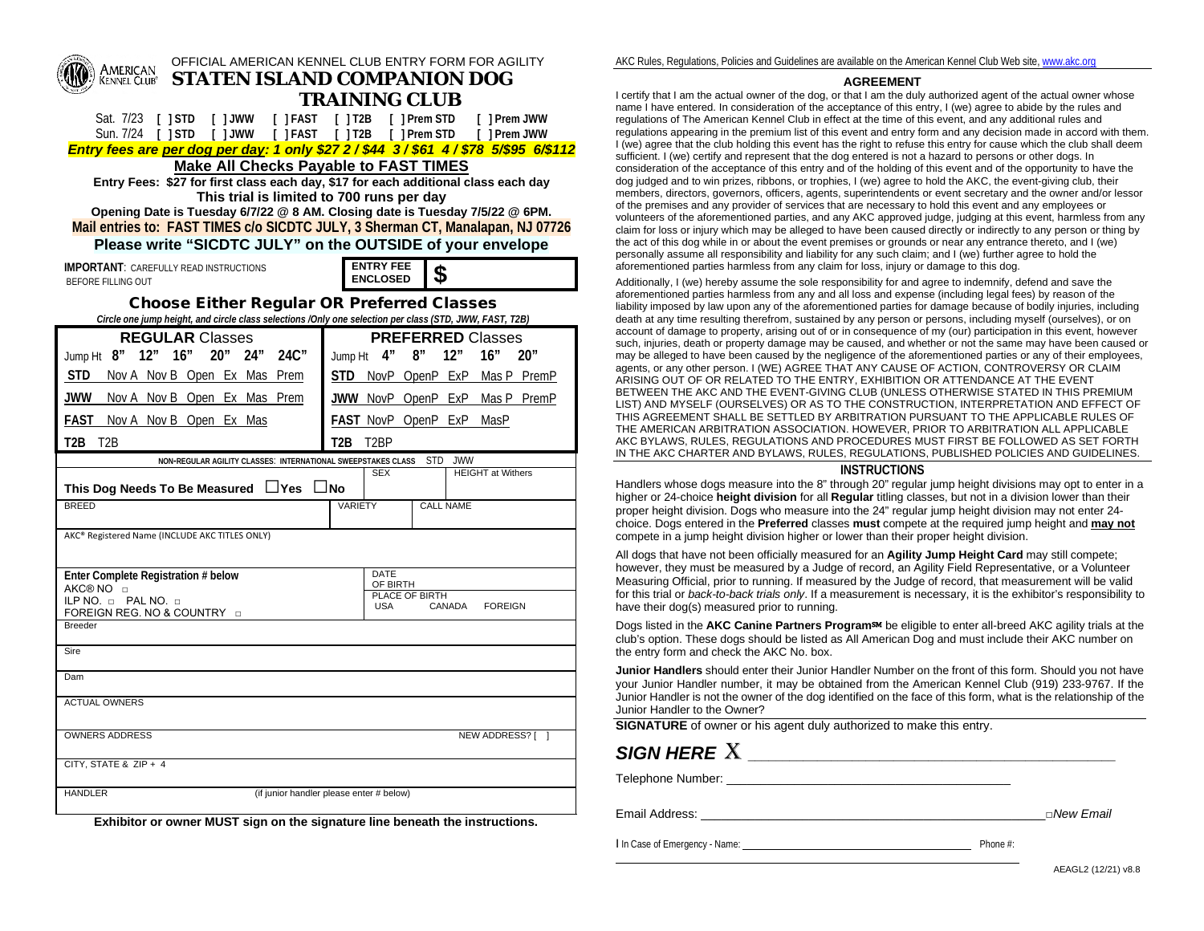OFFICIAL AMERICAN KENNEL CLUB ENTRY FORM FOR AGILITY

# STATEN ISLAND COMPANION DOG TRAINING CLUB

Sat. 7/23 [ ] STD [ ] JWW [ ] FAST [ ] T2B [ ] Prem STD [ ] Prem JWW

Sun. 7/24 [ ] STD [ ] JWW [ ] FAST [ ] T2B [ ] Prem STD [ ] Prem JWW

***Entry fees are per dog per day: 1 only $27 2 / $44 3 / $61 4 / $78 5/$95 6/$112***

**Make All Checks Payable to FAST TIMES**

**Entry Fees: $27 for first class each day, $17 for each additional class each day**

**This trial is limited to 700 runs per day**

**Opening Date is Tuesday 6/7/22 @ 8 AM. Closing date is Tuesday 7/5/22 @ 6PM.**

**Mail entries to: FAST TIMES c/o SICDTC JULY, 3 Sherman CT, Manalapan, NJ 07726**

**Please write "SICDTC JULY" on the OUTSIDE of your envelope**

**IMPORTANT**: CAREFULLY READ INSTRUCTIONS BEFORE FILLING OUT

**ENTRY FEE ENCLOSED** $

## Choose Either Regular OR Preferred Classes

*Circle one jump height, and circle class selections /Only one selection per class (STD, JWW, FAST, T2B)*

| **REGULAR** Classes | **PREFERRED** Classes |
|---|---|
| Jump Ht 8" 12" 16" 20" 24" 24C" | Jump Ht 4" 8" 12" 16" 20" |
| **STD** Nov A Nov B Open Ex Mas Prem | **STD** NovP OpenP ExP Mas P PremP |
| **JWW** Nov A Nov B Open Ex Mas Prem | **JWW** NovP OpenP ExP Mas P PremP |
| **FAST** Nov A Nov B Open Ex Mas | **FAST** NovP OpenP ExP MasP |
| **T2B** T2B | **T2B** T2BP |

NON-REGULAR AGILITY CLASSES: INTERNATIONAL SWEEPSTAKES CLASS STD JWW

| | | | |
|---|---|---|---|
| **This Dog Needs To Be Measured** ☐Yes ☐No | SEX | | HEIGHT at Withers |
| BREED | VARIETY | CALL NAME | |
| AKC® Registered Name (INCLUDE AKC TITLES ONLY) | | | |
| **Enter Complete Registration # below** AKC® NO ☐ ILP NO. ☐ PAL NO. ☐ FOREIGN REG. NO & COUNTRY ☐ | DATE OF BIRTH / PLACE OF BIRTH USA CANADA FOREIGN | | |
| Breeder | | | |
| Sire | | | |
| Dam | | | |
| ACTUAL OWNERS | | | |
| OWNERS ADDRESS | | | NEW ADDRESS? [ ] |
| CITY, STATE & ZIP + 4 | | | |
| HANDLER (if junior handler please enter # below) | | | |

**Exhibitor or owner MUST sign on the signature line beneath the instructions.**

AKC Rules, Regulations, Policies and Guidelines are available on the American Kennel Club Web site, www.akc.org

## AGREEMENT

I certify that I am the actual owner of the dog, or that I am the duly authorized agent of the actual owner whose name I have entered. In consideration of the acceptance of this entry, I (we) agree to abide by the rules and regulations of The American Kennel Club in effect at the time of this event, and any additional rules and regulations appearing in the premium list of this event and entry form and any decision made in accord with them. I (we) agree that the club holding this event has the right to refuse this entry for cause which the club shall deem sufficient. I (we) certify and represent that the dog entered is not a hazard to persons or other dogs. In consideration of the acceptance of this entry and of the holding of this event and of the opportunity to have the dog judged and to win prizes, ribbons, or trophies, I (we) agree to hold the AKC, the event-giving club, their members, directors, governors, officers, agents, superintendents or event secretary and the owner and/or lessor of the premises and any provider of services that are necessary to hold this event and any employees or volunteers of the aforementioned parties, and any AKC approved judge, judging at this event, harmless from any claim for loss or injury which may be alleged to have been caused directly or indirectly to any person or thing by the act of this dog while in or about the event premises or grounds or near any entrance thereto, and I (we) personally assume all responsibility and liability for any such claim; and I (we) further agree to hold the aforementioned parties harmless from any claim for loss, injury or damage to this dog.

Additionally, I (we) hereby assume the sole responsibility for and agree to indemnify, defend and save the aforementioned parties harmless from any and all loss and expense (including legal fees) by reason of the liability imposed by law upon any of the aforementioned parties for damage because of bodily injuries, including death at any time resulting therefrom, sustained by any person or persons, including myself (ourselves), or on account of damage to property, arising out of or in consequence of my (our) participation in this event, however such, injuries, death or property damage may be caused, and whether or not the same may have been caused or may be alleged to have been caused by the negligence of the aforementioned parties or any of their employees, agents, or any other person. I (WE) AGREE THAT ANY CAUSE OF ACTION, CONTROVERSY OR CLAIM ARISING OUT OF OR RELATED TO THE ENTRY, EXHIBITION OR ATTENDANCE AT THE EVENT BETWEEN THE AKC AND THE EVENT-GIVING CLUB (UNLESS OTHERWISE STATED IN THIS PREMIUM LIST) AND MYSELF (OURSELVES) OR AS TO THE CONSTRUCTION, INTERPRETATION AND EFFECT OF THIS AGREEMENT SHALL BE SETTLED BY ARBITRATION PURSUANT TO THE APPLICABLE RULES OF THE AMERICAN ARBITRATION ASSOCIATION. HOWEVER, PRIOR TO ARBITRATION ALL APPLICABLE AKC BYLAWS, RULES, REGULATIONS AND PROCEDURES MUST FIRST BE FOLLOWED AS SET FORTH IN THE AKC CHARTER AND BYLAWS, RULES, REGULATIONS, PUBLISHED POLICIES AND GUIDELINES.

## INSTRUCTIONS

Handlers whose dogs measure into the 8" through 20" regular jump height divisions may opt to enter in a higher or 24-choice **height division** for all **Regular** titling classes, but not in a division lower than their proper height division. Dogs who measure into the 24" regular jump height division may not enter 24-choice. Dogs entered in the **Preferred** classes **must** compete at the required jump height and **may not** compete in a jump height division higher or lower than their proper height division.

All dogs that have not been officially measured for an **Agility Jump Height Card** may still compete; however, they must be measured by a Judge of record, an Agility Field Representative, or a Volunteer Measuring Official, prior to running. If measured by the Judge of record, that measurement will be valid for this trial or *back-to-back trials only*. If a measurement is necessary, it is the exhibitor's responsibility to have their dog(s) measured prior to running.

Dogs listed in the **AKC Canine Partners Program℠** be eligible to enter all-breed AKC agility trials at the club's option. These dogs should be listed as All American Dog and must include their AKC number on the entry form and check the AKC No. box.

**Junior Handlers** should enter their Junior Handler Number on the front of this form. Should you not have your Junior Handler number, it may be obtained from the American Kennel Club (919) 233-9767. If the Junior Handler is not the owner of the dog identified on the face of this form, what is the relationship of the Junior Handler to the Owner?

**SIGNATURE** of owner or his agent duly authorized to make this entry.

***SIGN HERE*** X ________________________________________

Telephone Number: ________________________________________

Email Address: ________________________________________ ☐*New Email*

I In Case of Emergency - Name: ______________________________ Phone #:

AEAGL2 (12/21) v8.8